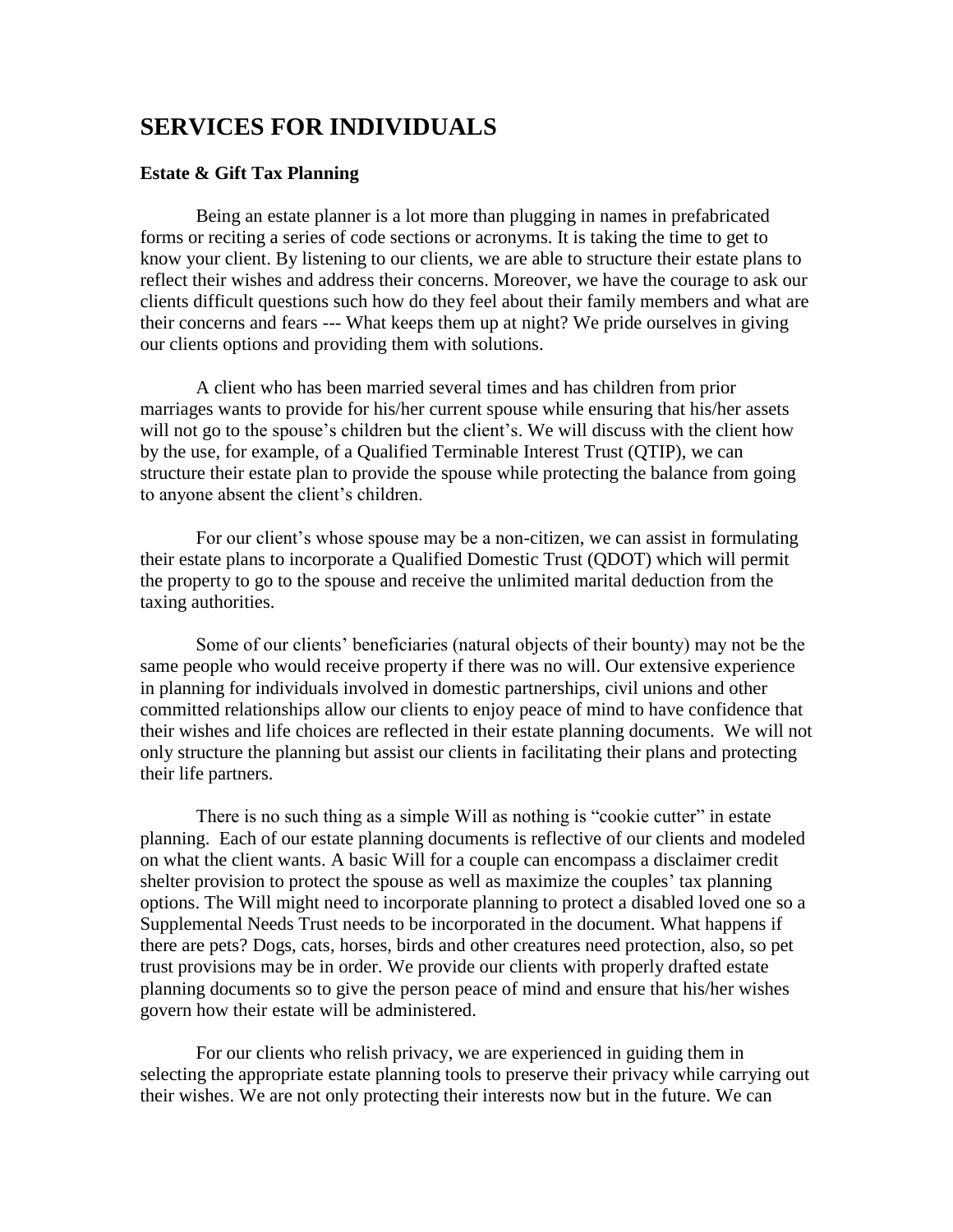# SERVICES FOR INDIVIDUALS

### Estate & Gift Tax Planning

Being an estate planner is a lot more than plugging in names in prefabricated forms or reciting a series of code sections or acronyms. It is taking the time to get to know your client. By listening to our clients, we are able to structure their estate plans to reflect their wishes and address their concerns. Moreover, we have the courage to ask our clients difficult questions such how do they feel about their family members and what are their concerns and fears --- What keeps them up at night? We pride ourselves in giving our clients options and providing them with solutions.

A client who has been married several times and has children from prior marriages wants to provide for his/her current spouse while ensuring that his/her assets will not go to the spouse's children but the client's. We will discuss with the client how by the use, for example, of a Qualified Terminable Interest Trust (QTIP), we can structure their estate plan to provide the spouse while protecting the balance from going to anyone absent the client's children.

For our client's whose spouse may be a non-citizen, we can assist in formulating their estate plans to incorporate a Qualified Domestic Trust (QDOT) which will permit the property to go to the spouse and receive the unlimited marital deduction from the taxing authorities.

Some of our clients' beneficiaries (natural objects of their bounty) may not be the same people who would receive property if there was no will. Our extensive experience in planning for individuals involved in domestic partnerships, civil unions and other committed relationships allow our clients to enjoy peace of mind to have confidence that their wishes and life choices are reflected in their estate planning documents. We will not only structure the planning but assist our clients in facilitating their plans and protecting their life partners.

There is no such thing as a simple Will as nothing is "cookie cutter" in estate planning. Each of our estate planning documents is reflective of our clients and modeled on what the client wants. A basic Will for a couple can encompass a disclaimer credit shelter provision to protect the spouse as well as maximize the couples' tax planning options. The Will might need to incorporate planning to protect a disabled loved one so a Supplemental Needs Trust needs to be incorporated in the document. What happens if there are pets? Dogs, cats, horses, birds and other creatures need protection, also, so pet trust provisions may be in order. We provide our clients with properly drafted estate planning documents so to give the person peace of mind and ensure that his/her wishes govern how their estate will be administered.

For our clients who relish privacy, we are experienced in guiding them in selecting the appropriate estate planning tools to preserve their privacy while carrying out their wishes. We are not only protecting their interests now but in the future. We can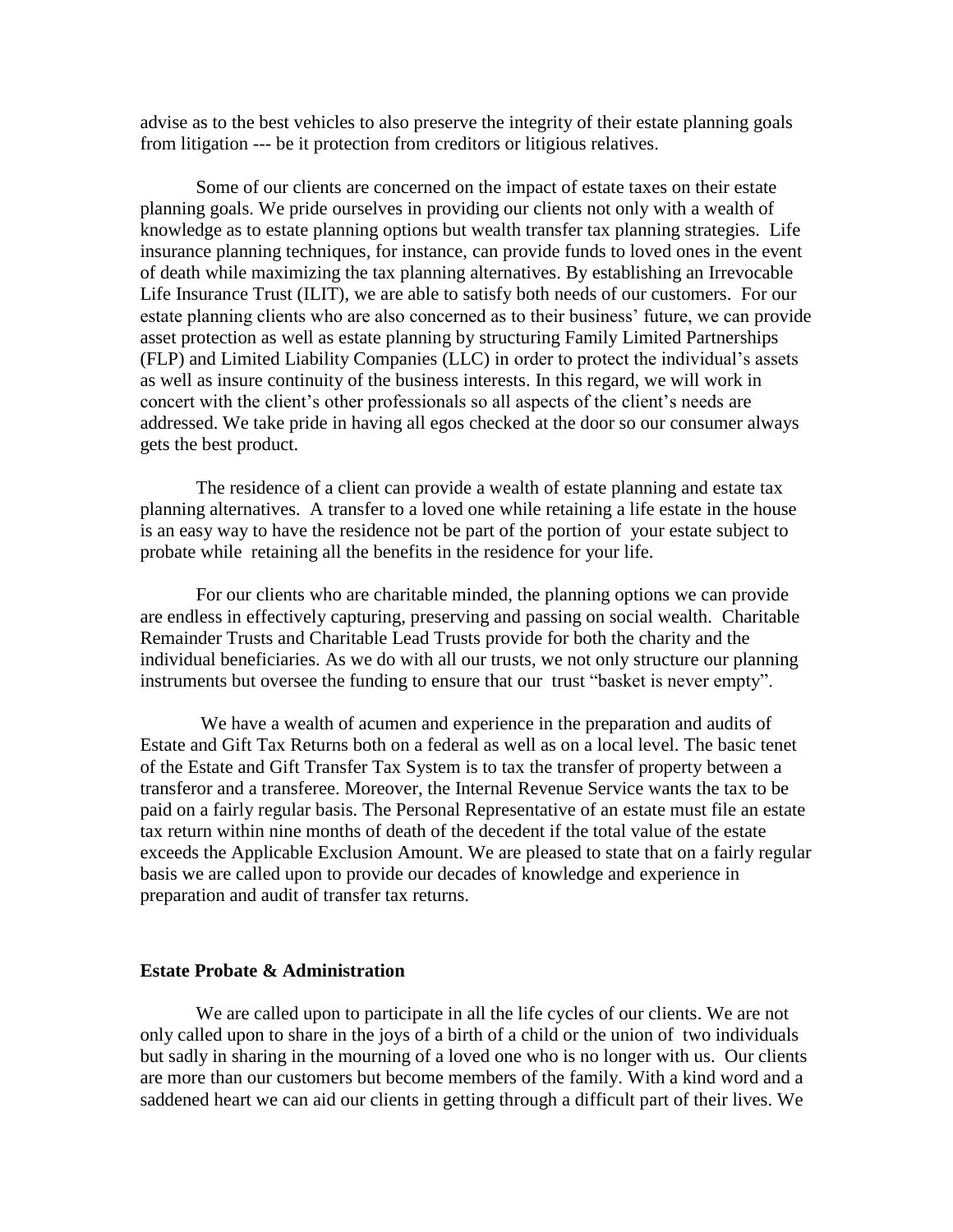advise as to the best vehicles to also preserve the integrity of their estate planning goals from litigation --- be it protection from creditors or litigious relatives.

Some of our clients are concerned on the impact of estate taxes on their estate planning goals. We pride ourselves in providing our clients not only with a wealth of knowledge as to estate planning options but wealth transfer tax planning strategies. Life insurance planning techniques, for instance, can provide funds to loved ones in the event of death while maximizing the tax planning alternatives. By establishing an Irrevocable Life Insurance Trust (ILIT), we are able to satisfy both needs of our customers. For our estate planning clients who are also concerned as to their business' future, we can provide asset protection as well as estate planning by structuring Family Limited Partnerships (FLP) and Limited Liability Companies (LLC) in order to protect the individual's assets as well as insure continuity of the business interests. In this regard, we will work in concert with the client's other professionals so all aspects of the client's needs are addressed. We take pride in having all egos checked at the door so our consumer always gets the best product.

The residence of a client can provide a wealth of estate planning and estate tax planning alternatives. A transfer to a loved one while retaining a life estate in the house is an easy way to have the residence not be part of the portion of your estate subject to probate while retaining all the benefits in the residence for your life.

For our clients who are charitable minded, the planning options we can provide are endless in effectively capturing, preserving and passing on social wealth. Charitable Remainder Trusts and Charitable Lead Trusts provide for both the charity and the individual beneficiaries. As we do with all our trusts, we not only structure our planning instruments but oversee the funding to ensure that our trust "basket is never empty".

We have a wealth of acumen and experience in the preparation and audits of Estate and Gift Tax Returns both on a federal as well as on a local level. The basic tenet of the Estate and Gift Transfer Tax System is to tax the transfer of property between a transferor and a transferee. Moreover, the Internal Revenue Service wants the tax to be paid on a fairly regular basis. The Personal Representative of an estate must file an estate tax return within nine months of death of the decedent if the total value of the estate exceeds the Applicable Exclusion Amount. We are pleased to state that on a fairly regular basis we are called upon to provide our decades of knowledge and experience in preparation and audit of transfer tax returns.

### Estate Probate & Administration

We are called upon to participate in all the life cycles of our clients. We are not only called upon to share in the joys of a birth of a child or the union of two individuals but sadly in sharing in the mourning of a loved one who is no longer with us. Our clients are more than our customers but become members of the family. With a kind word and a saddened heart we can aid our clients in getting through a difficult part of their lives. We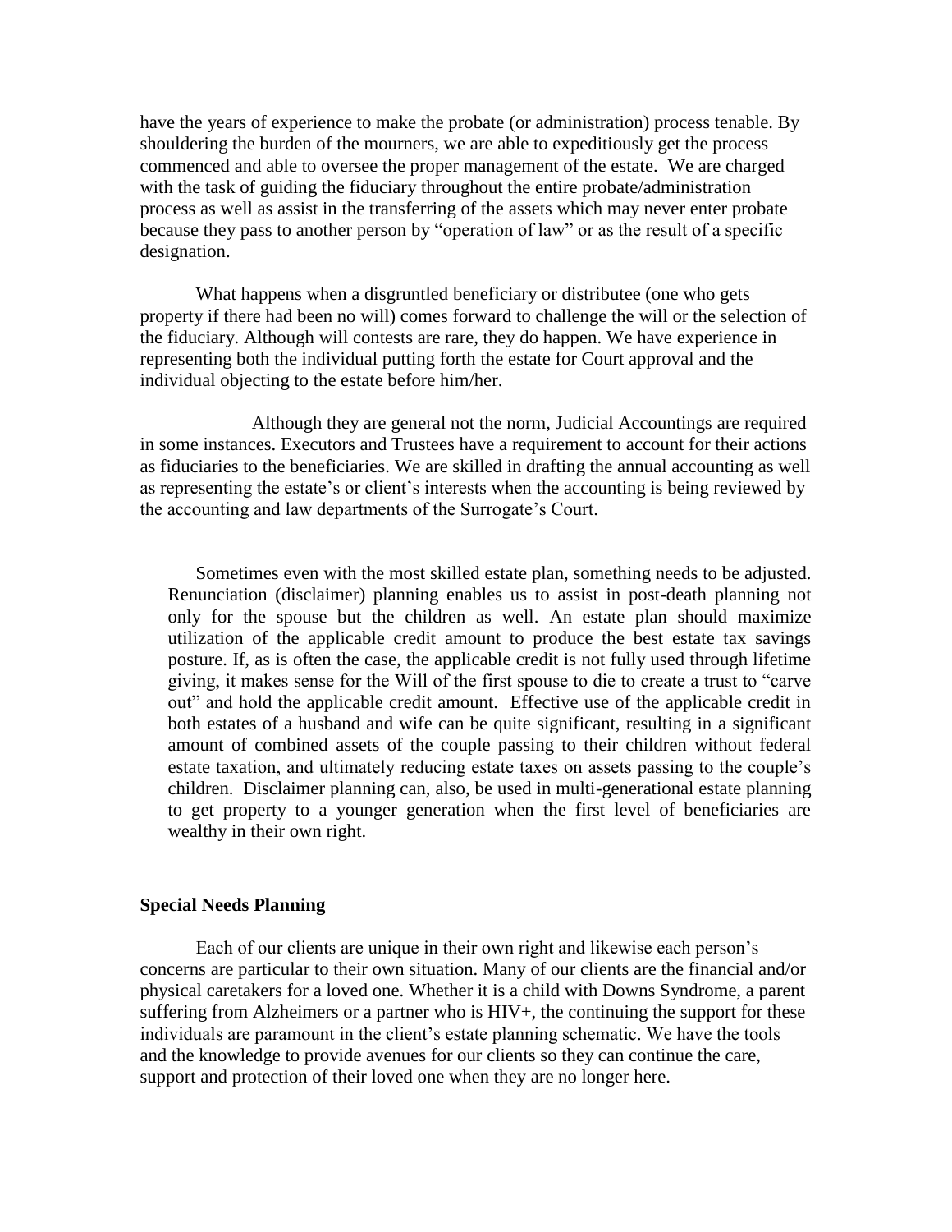have the years of experience to make the probate (or administration) process tenable. By shouldering the burden of the mourners, we are able to expeditiously get the process commenced and able to oversee the proper management of the estate. We are charged with the task of guiding the fiduciary throughout the entire probate/administration process as well as assist in the transferring of the assets which may never enter probate because they pass to another person by "operation of law" or as the result of a specific designation.

What happens when a disgruntled beneficiary or distributee (one who gets property if there had been no will) comes forward to challenge the will or the selection of the fiduciary. Although will contests are rare, they do happen. We have experience in representing both the individual putting forth the estate for Court approval and the individual objecting to the estate before him/her.

Although they are general not the norm, Judicial Accountings are required in some instances. Executors and Trustees have a requirement to account for their actions as fiduciaries to the beneficiaries. We are skilled in drafting the annual accounting as well as representing the estate's or client's interests when the accounting is being reviewed by the accounting and law departments of the Surrogate's Court.

Sometimes even with the most skilled estate plan, something needs to be adjusted. Renunciation (disclaimer) planning enables us to assist in post-death planning not only for the spouse but the children as well. An estate plan should maximize utilization of the applicable credit amount to produce the best estate tax savings posture. If, as is often the case, the applicable credit is not fully used through lifetime giving, it makes sense for the Will of the first spouse to die to create a trust to "carve out" and hold the applicable credit amount. Effective use of the applicable credit in both estates of a husband and wife can be quite significant, resulting in a significant amount of combined assets of the couple passing to their children without federal estate taxation, and ultimately reducing estate taxes on assets passing to the couple's children. Disclaimer planning can, also, be used in multi-generational estate planning to get property to a younger generation when the first level of beneficiaries are wealthy in their own right.

**Special Needs Planning**

Each of our clients are unique in their own right and likewise each person's concerns are particular to their own situation. Many of our clients are the financial and/or physical caretakers for a loved one. Whether it is a child with Downs Syndrome, a parent suffering from Alzheimers or a partner who is HIV+, the continuing the support for these individuals are paramount in the client's estate planning schematic. We have the tools and the knowledge to provide avenues for our clients so they can continue the care, support and protection of their loved one when they are no longer here.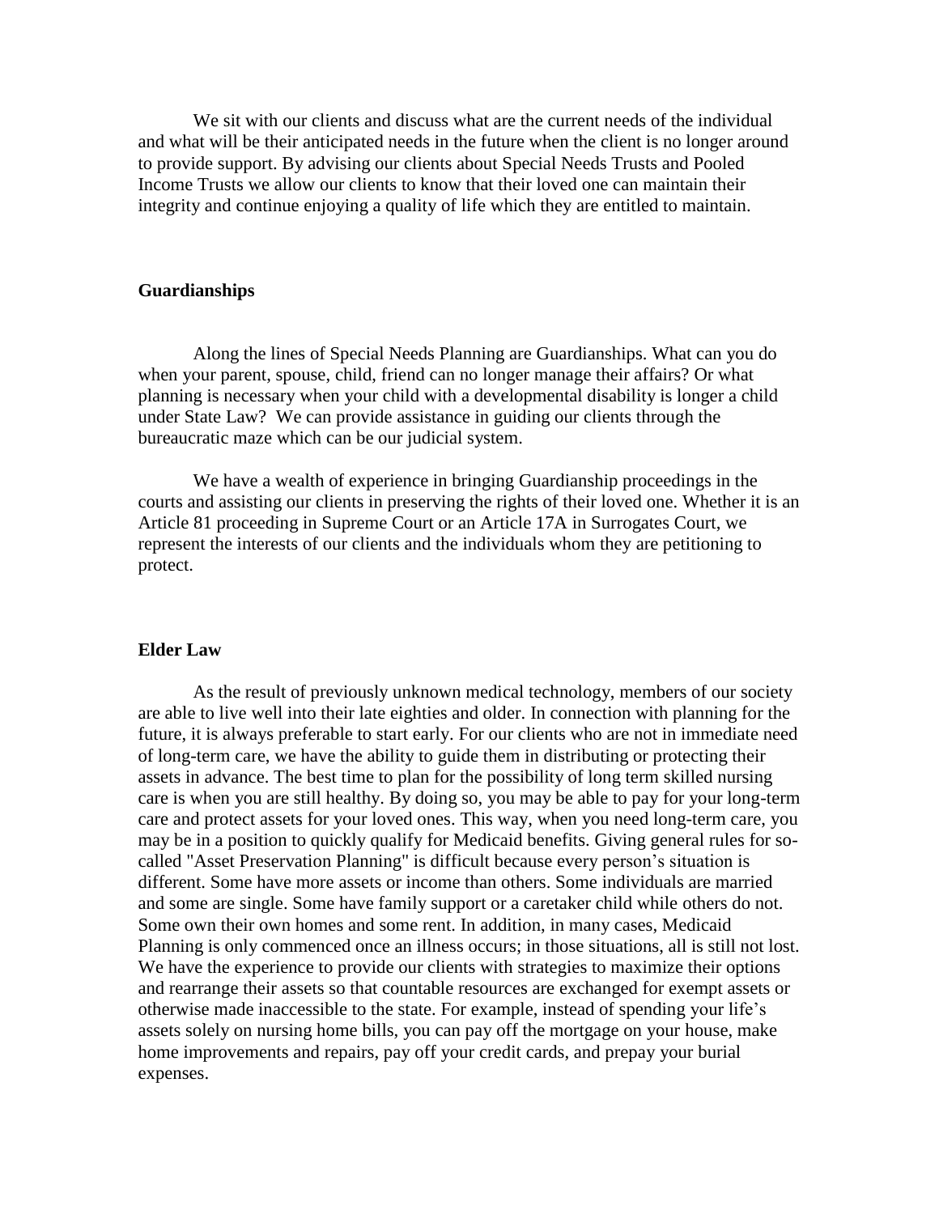We sit with our clients and discuss what are the current needs of the individual and what will be their anticipated needs in the future when the client is no longer around to provide support. By advising our clients about Special Needs Trusts and Pooled Income Trusts we allow our clients to know that their loved one can maintain their integrity and continue enjoying a quality of life which they are entitled to maintain.

## Guardianships

Along the lines of Special Needs Planning are Guardianships. What can you do when your parent, spouse, child, friend can no longer manage their affairs? Or what planning is necessary when your child with a developmental disability is longer a child under State Law? We can provide assistance in guiding our clients through the bureaucratic maze which can be our judicial system.

We have a wealth of experience in bringing Guardianship proceedings in the courts and assisting our clients in preserving the rights of their loved one. Whether it is an Article 81 proceeding in Supreme Court or an Article 17A in Surrogates Court, we represent the interests of our clients and the individuals whom they are petitioning to protect.

## Elder Law

As the result of previously unknown medical technology, members of our society are able to live well into their late eighties and older. In connection with planning for the future, it is always preferable to start early. For our clients who are not in immediate need of long-term care, we have the ability to guide them in distributing or protecting their assets in advance. The best time to plan for the possibility of long term skilled nursing care is when you are still healthy. By doing so, you may be able to pay for your long-term care and protect assets for your loved ones. This way, when you need long-term care, you may be in a position to quickly qualify for Medicaid benefits. Giving general rules for so-called "Asset Preservation Planning" is difficult because every person's situation is different. Some have more assets or income than others. Some individuals are married and some are single. Some have family support or a caretaker child while others do not. Some own their own homes and some rent. In addition, in many cases, Medicaid Planning is only commenced once an illness occurs; in those situations, all is still not lost. We have the experience to provide our clients with strategies to maximize their options and rearrange their assets so that countable resources are exchanged for exempt assets or otherwise made inaccessible to the state. For example, instead of spending your life's assets solely on nursing home bills, you can pay off the mortgage on your house, make home improvements and repairs, pay off your credit cards, and prepay your burial expenses.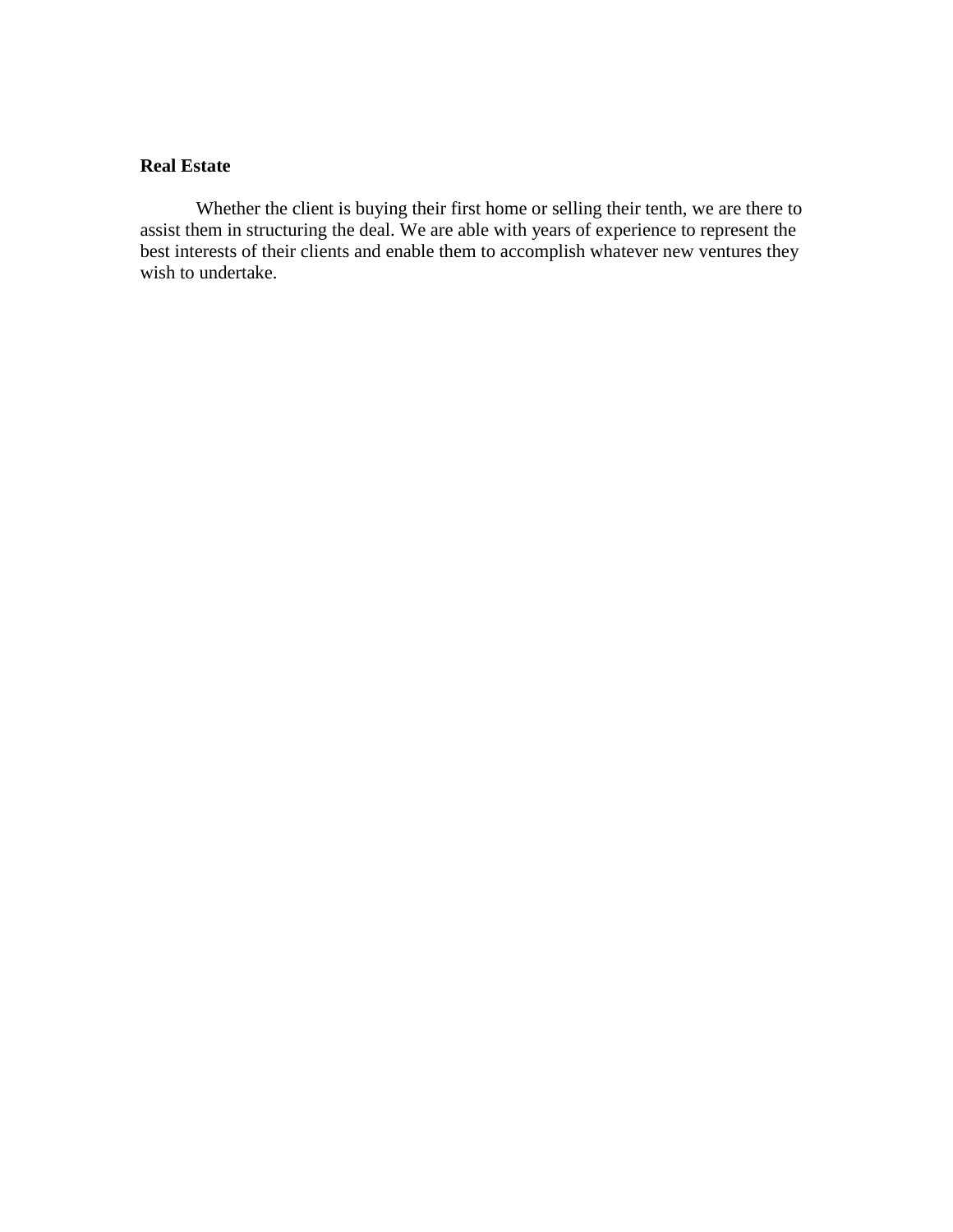**Real Estate**

Whether the client is buying their first home or selling their tenth, we are there to assist them in structuring the deal. We are able with years of experience to represent the best interests of their clients and enable them to accomplish whatever new ventures they wish to undertake.